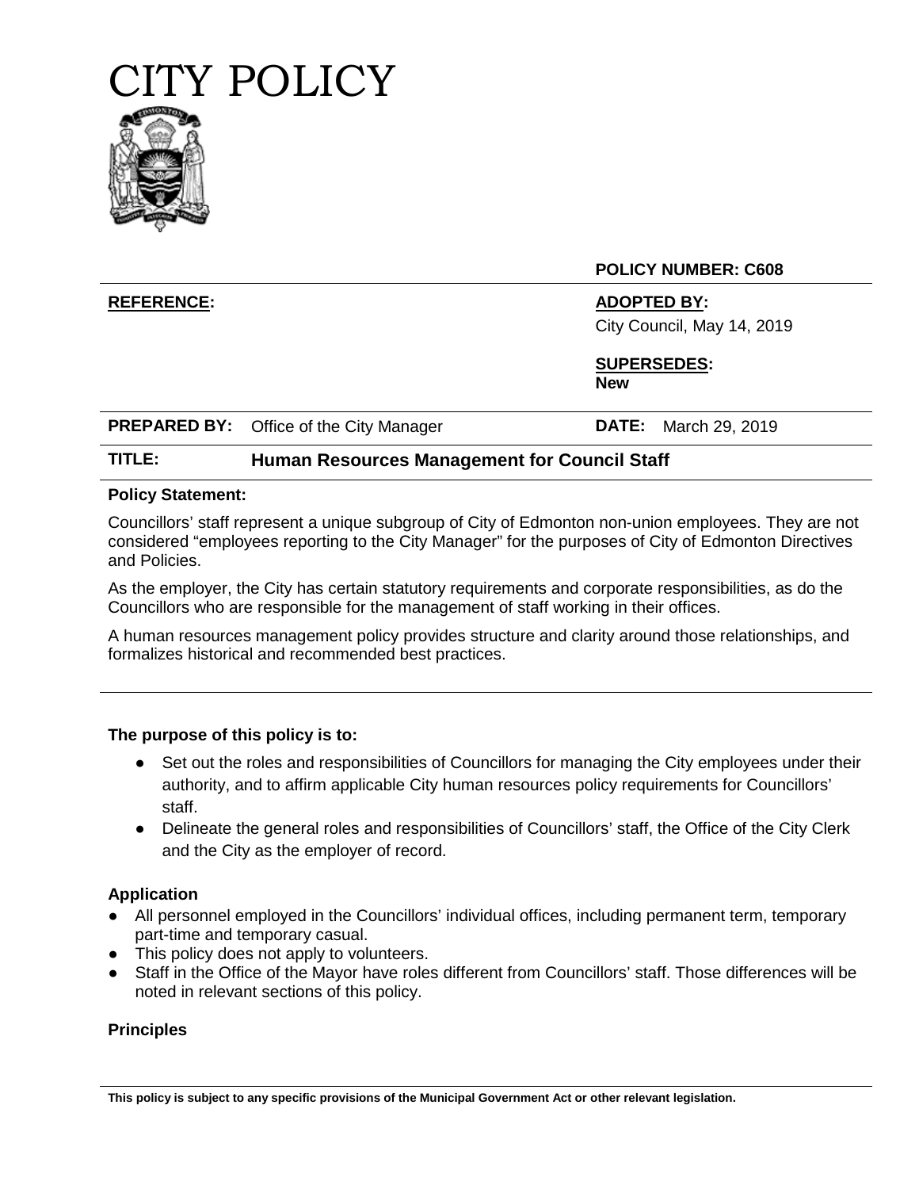# CITY POLICY

**POLICY NUMBER: C608**

| | | | |
|---|---|---|---|
| **REFERENCE:** | | **ADOPTED BY:** City Council, May 14, 2019 | |
| | | **SUPERSEDES:** **New** | |
| **PREPARED BY:** | Office of the City Manager | **DATE:** | March 29, 2019 |
| **TITLE:** | **Human Resources Management for Council Staff** | | |

**Policy Statement:**

Councillors' staff represent a unique subgroup of City of Edmonton non-union employees. They are not considered "employees reporting to the City Manager" for the purposes of City of Edmonton Directives and Policies.

As the employer, the City has certain statutory requirements and corporate responsibilities, as do the Councillors who are responsible for the management of staff working in their offices.

A human resources management policy provides structure and clarity around those relationships, and formalizes historical and recommended best practices.

---

**The purpose of this policy is to:**

- Set out the roles and responsibilities of Councillors for managing the City employees under their authority, and to affirm applicable City human resources policy requirements for Councillors' staff.
- Delineate the general roles and responsibilities of Councillors' staff, the Office of the City Clerk and the City as the employer of record.

**Application**

- All personnel employed in the Councillors' individual offices, including permanent term, temporary part-time and temporary casual.
- This policy does not apply to volunteers.
- Staff in the Office of the Mayor have roles different from Councillors' staff. Those differences will be noted in relevant sections of this policy.

**Principles**

**This policy is subject to any specific provisions of the Municipal Government Act or other relevant legislation.**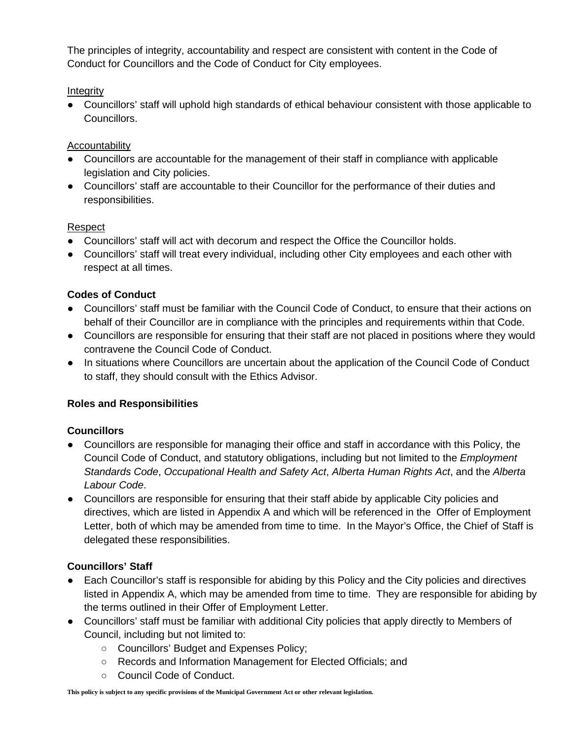The principles of integrity, accountability and respect are consistent with content in the Code of Conduct for Councillors and the Code of Conduct for City employees.

Integrity

- Councillors' staff will uphold high standards of ethical behaviour consistent with those applicable to Councillors.

Accountability

- Councillors are accountable for the management of their staff in compliance with applicable legislation and City policies.
- Councillors' staff are accountable to their Councillor for the performance of their duties and responsibilities.

Respect

- Councillors' staff will act with decorum and respect the Office the Councillor holds.
- Councillors' staff will treat every individual, including other City employees and each other with respect at all times.

**Codes of Conduct**

- Councillors' staff must be familiar with the Council Code of Conduct, to ensure that their actions on behalf of their Councillor are in compliance with the principles and requirements within that Code.
- Councillors are responsible for ensuring that their staff are not placed in positions where they would contravene the Council Code of Conduct.
- In situations where Councillors are uncertain about the application of the Council Code of Conduct to staff, they should consult with the Ethics Advisor.

**Roles and Responsibilities**

**Councillors**

- Councillors are responsible for managing their office and staff in accordance with this Policy, the Council Code of Conduct, and statutory obligations, including but not limited to the *Employment Standards Code*, *Occupational Health and Safety Act*, *Alberta Human Rights Act*, and the *Alberta Labour Code*.
- Councillors are responsible for ensuring that their staff abide by applicable City policies and directives, which are listed in Appendix A and which will be referenced in the Offer of Employment Letter, both of which may be amended from time to time. In the Mayor's Office, the Chief of Staff is delegated these responsibilities.

**Councillors' Staff**

- Each Councillor's staff is responsible for abiding by this Policy and the City policies and directives listed in Appendix A, which may be amended from time to time. They are responsible for abiding by the terms outlined in their Offer of Employment Letter.
- Councillors' staff must be familiar with additional City policies that apply directly to Members of Council, including but not limited to:
  - Councillors' Budget and Expenses Policy;
  - Records and Information Management for Elected Officials; and
  - Council Code of Conduct.

**This policy is subject to any specific provisions of the Municipal Government Act or other relevant legislation.**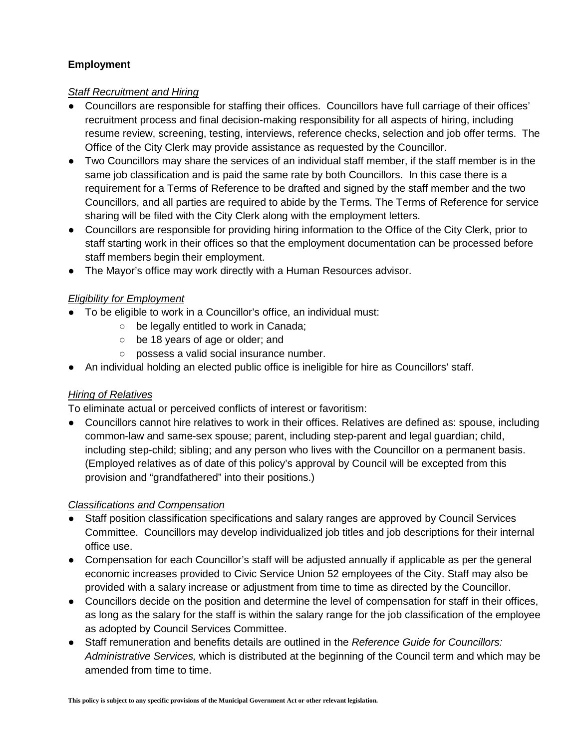**Employment**

*Staff Recruitment and Hiring*

- Councillors are responsible for staffing their offices. Councillors have full carriage of their offices' recruitment process and final decision-making responsibility for all aspects of hiring, including resume review, screening, testing, interviews, reference checks, selection and job offer terms. The Office of the City Clerk may provide assistance as requested by the Councillor.
- Two Councillors may share the services of an individual staff member, if the staff member is in the same job classification and is paid the same rate by both Councillors. In this case there is a requirement for a Terms of Reference to be drafted and signed by the staff member and the two Councillors, and all parties are required to abide by the Terms. The Terms of Reference for service sharing will be filed with the City Clerk along with the employment letters.
- Councillors are responsible for providing hiring information to the Office of the City Clerk, prior to staff starting work in their offices so that the employment documentation can be processed before staff members begin their employment.
- The Mayor's office may work directly with a Human Resources advisor.

*Eligibility for Employment*

- To be eligible to work in a Councillor's office, an individual must:
    - be legally entitled to work in Canada;
    - be 18 years of age or older; and
    - possess a valid social insurance number.
- An individual holding an elected public office is ineligible for hire as Councillors' staff.

*Hiring of Relatives*

To eliminate actual or perceived conflicts of interest or favoritism:

- Councillors cannot hire relatives to work in their offices. Relatives are defined as: spouse, including common-law and same-sex spouse; parent, including step-parent and legal guardian; child, including step-child; sibling; and any person who lives with the Councillor on a permanent basis. (Employed relatives as of date of this policy's approval by Council will be excepted from this provision and "grandfathered" into their positions.)

*Classifications and Compensation*

- Staff position classification specifications and salary ranges are approved by Council Services Committee. Councillors may develop individualized job titles and job descriptions for their internal office use.
- Compensation for each Councillor's staff will be adjusted annually if applicable as per the general economic increases provided to Civic Service Union 52 employees of the City. Staff may also be provided with a salary increase or adjustment from time to time as directed by the Councillor.
- Councillors decide on the position and determine the level of compensation for staff in their offices, as long as the salary for the staff is within the salary range for the job classification of the employee as adopted by Council Services Committee.
- Staff remuneration and benefits details are outlined in the *Reference Guide for Councillors: Administrative Services,* which is distributed at the beginning of the Council term and which may be amended from time to time.

**This policy is subject to any specific provisions of the Municipal Government Act or other relevant legislation.**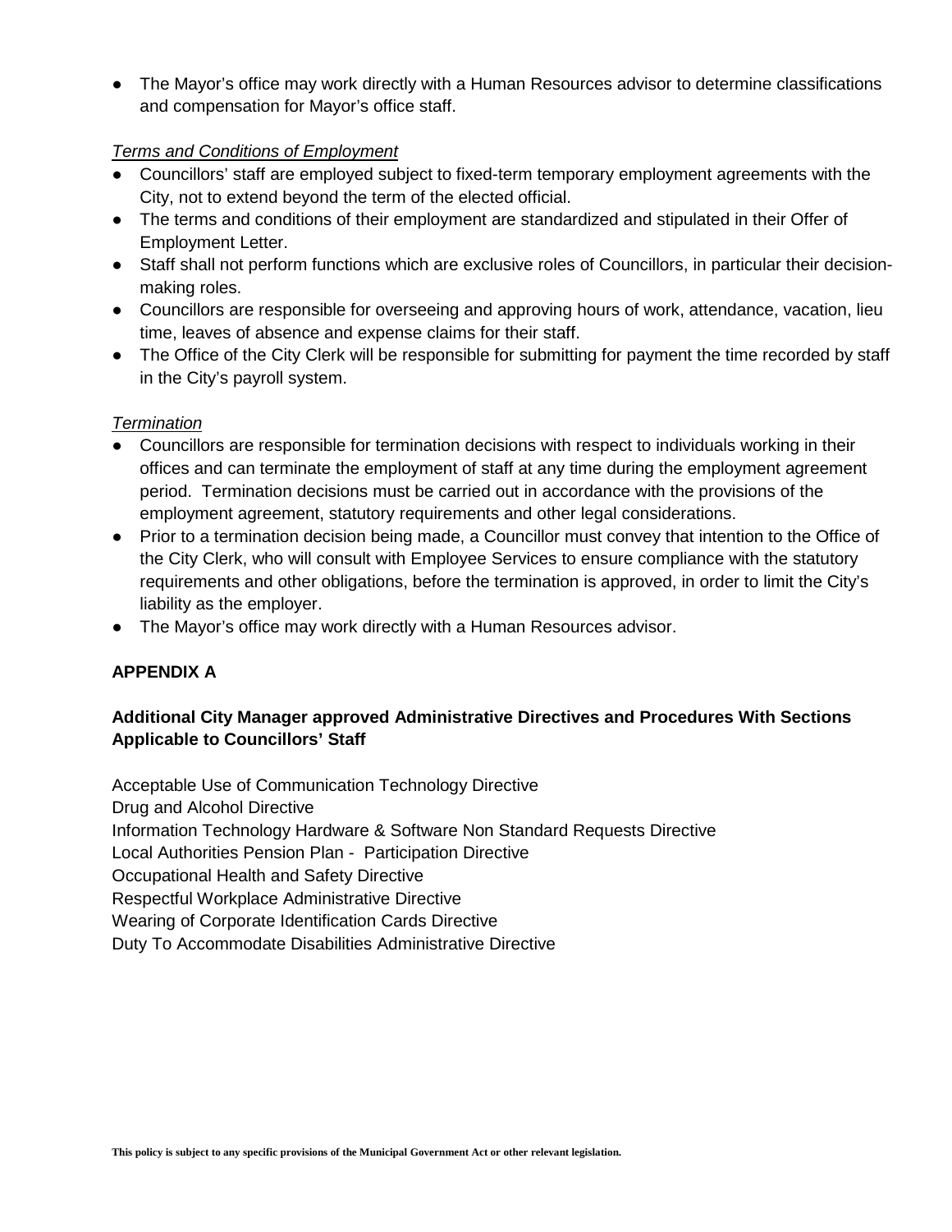- The Mayor's office may work directly with a Human Resources advisor to determine classifications and compensation for Mayor's office staff.

*Terms and Conditions of Employment*

- Councillors' staff are employed subject to fixed-term temporary employment agreements with the City, not to extend beyond the term of the elected official.
- The terms and conditions of their employment are standardized and stipulated in their Offer of Employment Letter.
- Staff shall not perform functions which are exclusive roles of Councillors, in particular their decision-making roles.
- Councillors are responsible for overseeing and approving hours of work, attendance, vacation, lieu time, leaves of absence and expense claims for their staff.
- The Office of the City Clerk will be responsible for submitting for payment the time recorded by staff in the City's payroll system.

*Termination*

- Councillors are responsible for termination decisions with respect to individuals working in their offices and can terminate the employment of staff at any time during the employment agreement period. Termination decisions must be carried out in accordance with the provisions of the employment agreement, statutory requirements and other legal considerations.
- Prior to a termination decision being made, a Councillor must convey that intention to the Office of the City Clerk, who will consult with Employee Services to ensure compliance with the statutory requirements and other obligations, before the termination is approved, in order to limit the City's liability as the employer.
- The Mayor's office may work directly with a Human Resources advisor.

**APPENDIX A**

**Additional City Manager approved Administrative Directives and Procedures With Sections Applicable to Councillors' Staff**

Acceptable Use of Communication Technology Directive
Drug and Alcohol Directive
Information Technology Hardware & Software Non Standard Requests Directive
Local Authorities Pension Plan - Participation Directive
Occupational Health and Safety Directive
Respectful Workplace Administrative Directive
Wearing of Corporate Identification Cards Directive
Duty To Accommodate Disabilities Administrative Directive

**This policy is subject to any specific provisions of the Municipal Government Act or other relevant legislation.**